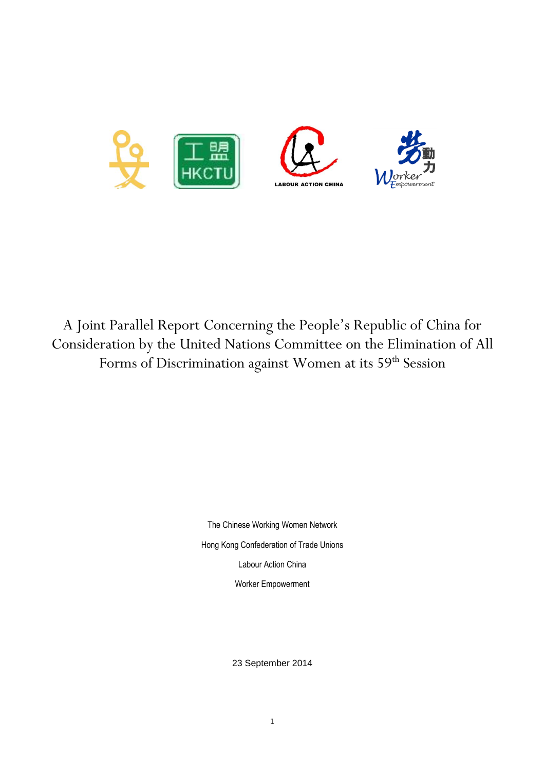# A Joint Parallel Report Concerning the People's Republic of China for Consideration by the United Nations Committee on the Elimination of All Forms of Discrimination against Women at its 59th Session

The Chinese Working Women Network

Hong Kong Confederation of Trade Unions

Labour Action China

Worker Empowerment

23 September 2014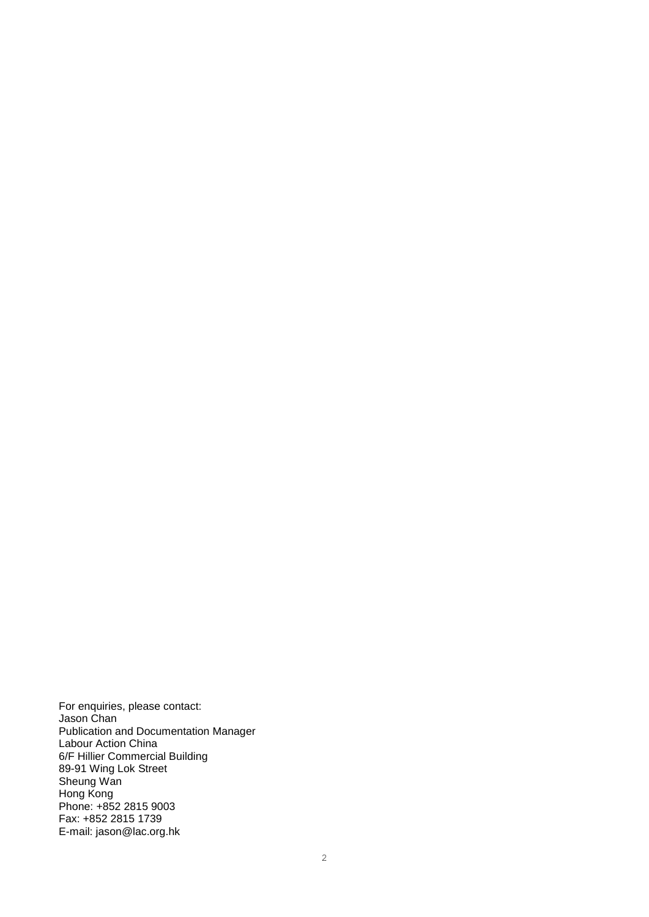For enquiries, please contact:
Jason Chan
Publication and Documentation Manager
Labour Action China
6/F Hillier Commercial Building
89-91 Wing Lok Street
Sheung Wan
Hong Kong
Phone: +852 2815 9003
Fax: +852 2815 1739
E-mail: jason@lac.org.hk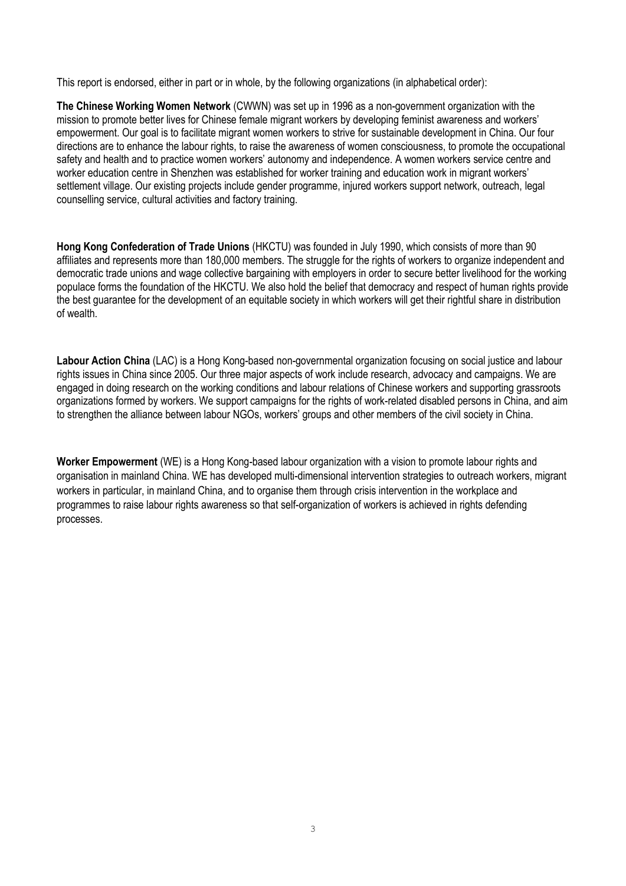This report is endorsed, either in part or in whole, by the following organizations (in alphabetical order):

**The Chinese Working Women Network** (CWWN) was set up in 1996 as a non-government organization with the mission to promote better lives for Chinese female migrant workers by developing feminist awareness and workers' empowerment. Our goal is to facilitate migrant women workers to strive for sustainable development in China. Our four directions are to enhance the labour rights, to raise the awareness of women consciousness, to promote the occupational safety and health and to practice women workers' autonomy and independence. A women workers service centre and worker education centre in Shenzhen was established for worker training and education work in migrant workers' settlement village. Our existing projects include gender programme, injured workers support network, outreach, legal counselling service, cultural activities and factory training.

**Hong Kong Confederation of Trade Unions** (HKCTU) was founded in July 1990, which consists of more than 90 affiliates and represents more than 180,000 members. The struggle for the rights of workers to organize independent and democratic trade unions and wage collective bargaining with employers in order to secure better livelihood for the working populace forms the foundation of the HKCTU. We also hold the belief that democracy and respect of human rights provide the best guarantee for the development of an equitable society in which workers will get their rightful share in distribution of wealth.

**Labour Action China** (LAC) is a Hong Kong-based non-governmental organization focusing on social justice and labour rights issues in China since 2005. Our three major aspects of work include research, advocacy and campaigns. We are engaged in doing research on the working conditions and labour relations of Chinese workers and supporting grassroots organizations formed by workers. We support campaigns for the rights of work-related disabled persons in China, and aim to strengthen the alliance between labour NGOs, workers' groups and other members of the civil society in China.

**Worker Empowerment** (WE) is a Hong Kong-based labour organization with a vision to promote labour rights and organisation in mainland China. WE has developed multi-dimensional intervention strategies to outreach workers, migrant workers in particular, in mainland China, and to organise them through crisis intervention in the workplace and programmes to raise labour rights awareness so that self-organization of workers is achieved in rights defending processes.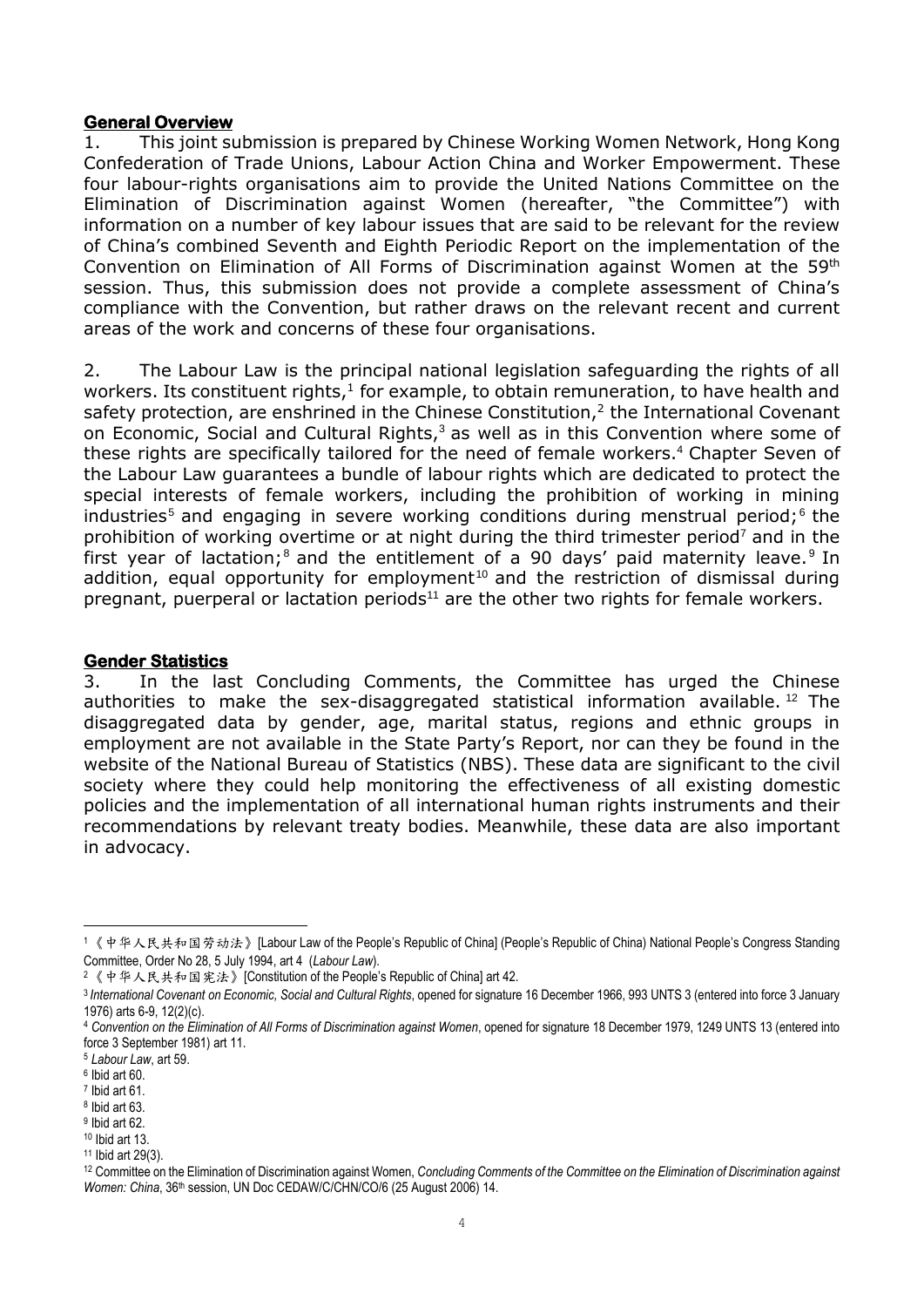## General Overview

1. This joint submission is prepared by Chinese Working Women Network, Hong Kong Confederation of Trade Unions, Labour Action China and Worker Empowerment. These four labour-rights organisations aim to provide the United Nations Committee on the Elimination of Discrimination against Women (hereafter, "the Committee") with information on a number of key labour issues that are said to be relevant for the review of China's combined Seventh and Eighth Periodic Report on the implementation of the Convention on Elimination of All Forms of Discrimination against Women at the 59th session. Thus, this submission does not provide a complete assessment of China's compliance with the Convention, but rather draws on the relevant recent and current areas of the work and concerns of these four organisations.

2. The Labour Law is the principal national legislation safeguarding the rights of all workers. Its constituent rights,[1] for example, to obtain remuneration, to have health and safety protection, are enshrined in the Chinese Constitution,[2] the International Covenant on Economic, Social and Cultural Rights,[3] as well as in this Convention where some of these rights are specifically tailored for the need of female workers.[4] Chapter Seven of the Labour Law guarantees a bundle of labour rights which are dedicated to protect the special interests of female workers, including the prohibition of working in mining industries[5] and engaging in severe working conditions during menstrual period;[6] the prohibition of working overtime or at night during the third trimester period[7] and in the first year of lactation;[8] and the entitlement of a 90 days' paid maternity leave.[9] In addition, equal opportunity for employment[10] and the restriction of dismissal during pregnant, puerperal or lactation periods[11] are the other two rights for female workers.

## Gender Statistics

3. In the last Concluding Comments, the Committee has urged the Chinese authorities to make the sex-disaggregated statistical information available.[12] The disaggregated data by gender, age, marital status, regions and ethnic groups in employment are not available in the State Party's Report, nor can they be found in the website of the National Bureau of Statistics (NBS). These data are significant to the civil society where they could help monitoring the effectiveness of all existing domestic policies and the implementation of all international human rights instruments and their recommendations by relevant treaty bodies. Meanwhile, these data are also important in advocacy.

---

[1] 《中华人民共和国劳动法》[Labour Law of the People's Republic of China] (People's Republic of China) National People's Congress Standing Committee, Order No 28, 5 July 1994, art 4 (*Labour Law*).

[2] 《中华人民共和国宪法》[Constitution of the People's Republic of China] art 42.

[3] *International Covenant on Economic, Social and Cultural Rights*, opened for signature 16 December 1966, 993 UNTS 3 (entered into force 3 January 1976) arts 6-9, 12(2)(c).

[4] *Convention on the Elimination of All Forms of Discrimination against Women*, opened for signature 18 December 1979, 1249 UNTS 13 (entered into force 3 September 1981) art 11.

[5] *Labour Law*, art 59.

[6] Ibid art 60.

[7] Ibid art 61.

[8] Ibid art 63.

[9] Ibid art 62.

[10] Ibid art 13.

[11] Ibid art 29(3).

[12] Committee on the Elimination of Discrimination against Women, *Concluding Comments of the Committee on the Elimination of Discrimination against Women: China*, 36th session, UN Doc CEDAW/C/CHN/CO/6 (25 August 2006) 14.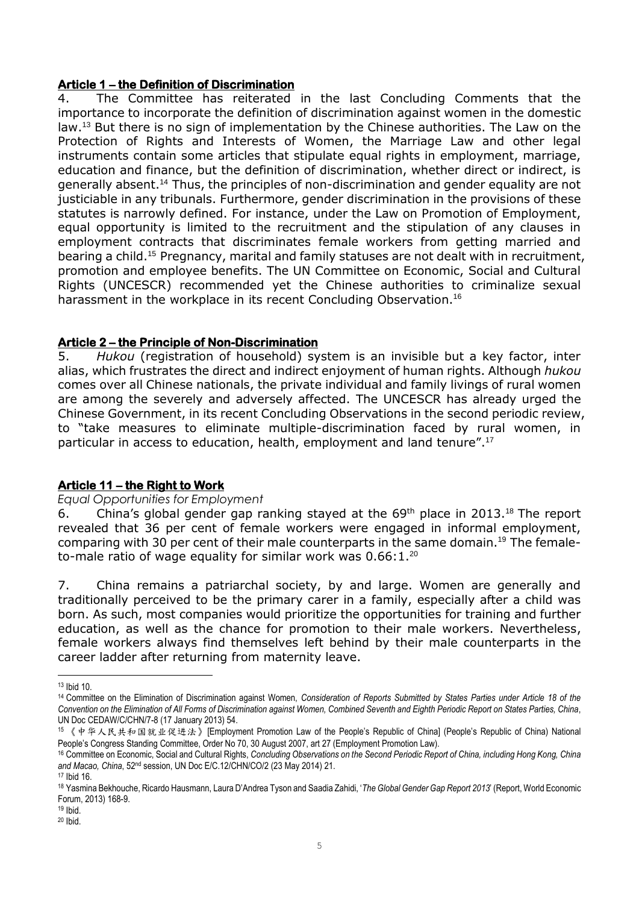## Article 1 – the Definition of Discrimination

4. The Committee has reiterated in the last Concluding Comments that the importance to incorporate the definition of discrimination against women in the domestic law.[13] But there is no sign of implementation by the Chinese authorities. The Law on the Protection of Rights and Interests of Women, the Marriage Law and other legal instruments contain some articles that stipulate equal rights in employment, marriage, education and finance, but the definition of discrimination, whether direct or indirect, is generally absent.[14] Thus, the principles of non-discrimination and gender equality are not justiciable in any tribunals. Furthermore, gender discrimination in the provisions of these statutes is narrowly defined. For instance, under the Law on Promotion of Employment, equal opportunity is limited to the recruitment and the stipulation of any clauses in employment contracts that discriminates female workers from getting married and bearing a child.[15] Pregnancy, marital and family statuses are not dealt with in recruitment, promotion and employee benefits. The UN Committee on Economic, Social and Cultural Rights (UNCESCR) recommended yet the Chinese authorities to criminalize sexual harassment in the workplace in its recent Concluding Observation.[16]

## Article 2 – the Principle of Non-Discrimination

5. *Hukou* (registration of household) system is an invisible but a key factor, inter alias, which frustrates the direct and indirect enjoyment of human rights. Although *hukou* comes over all Chinese nationals, the private individual and family livings of rural women are among the severely and adversely affected. The UNCESCR has already urged the Chinese Government, in its recent Concluding Observations in the second periodic review, to "take measures to eliminate multiple-discrimination faced by rural women, in particular in access to education, health, employment and land tenure".[17]

## Article 11 – the Right to Work

*Equal Opportunities for Employment*

6. China's global gender gap ranking stayed at the 69th place in 2013.[18] The report revealed that 36 per cent of female workers were engaged in informal employment, comparing with 30 per cent of their male counterparts in the same domain.[19] The female-to-male ratio of wage equality for similar work was 0.66:1.[20]

7. China remains a patriarchal society, by and large. Women are generally and traditionally perceived to be the primary carer in a family, especially after a child was born. As such, most companies would prioritize the opportunities for training and further education, as well as the chance for promotion to their male workers. Nevertheless, female workers always find themselves left behind by their male counterparts in the career ladder after returning from maternity leave.

---

[13] Ibid 10.

[14] Committee on the Elimination of Discrimination against Women, *Consideration of Reports Submitted by States Parties under Article 18 of the Convention on the Elimination of All Forms of Discrimination against Women, Combined Seventh and Eighth Periodic Report on States Parties, China*, UN Doc CEDAW/C/CHN/7-8 (17 January 2013) 54.

[15] 《中华人民共和国就业促进法》[Employment Promotion Law of the People's Republic of China] (People's Republic of China) National People's Congress Standing Committee, Order No 70, 30 August 2007, art 27 (Employment Promotion Law).

[16] Committee on Economic, Social and Cultural Rights, *Concluding Observations on the Second Periodic Report of China, including Hong Kong, China and Macao, China*, 52nd session, UN Doc E/C.12/CHN/CO/2 (23 May 2014) 21.

[17] Ibid 16.

[18] Yasmina Bekhouche, Ricardo Hausmann, Laura D'Andrea Tyson and Saadia Zahidi, '*The Global Gender Gap Report 2013*' (Report, World Economic Forum, 2013) 168-9.

[19] Ibid.

[20] Ibid.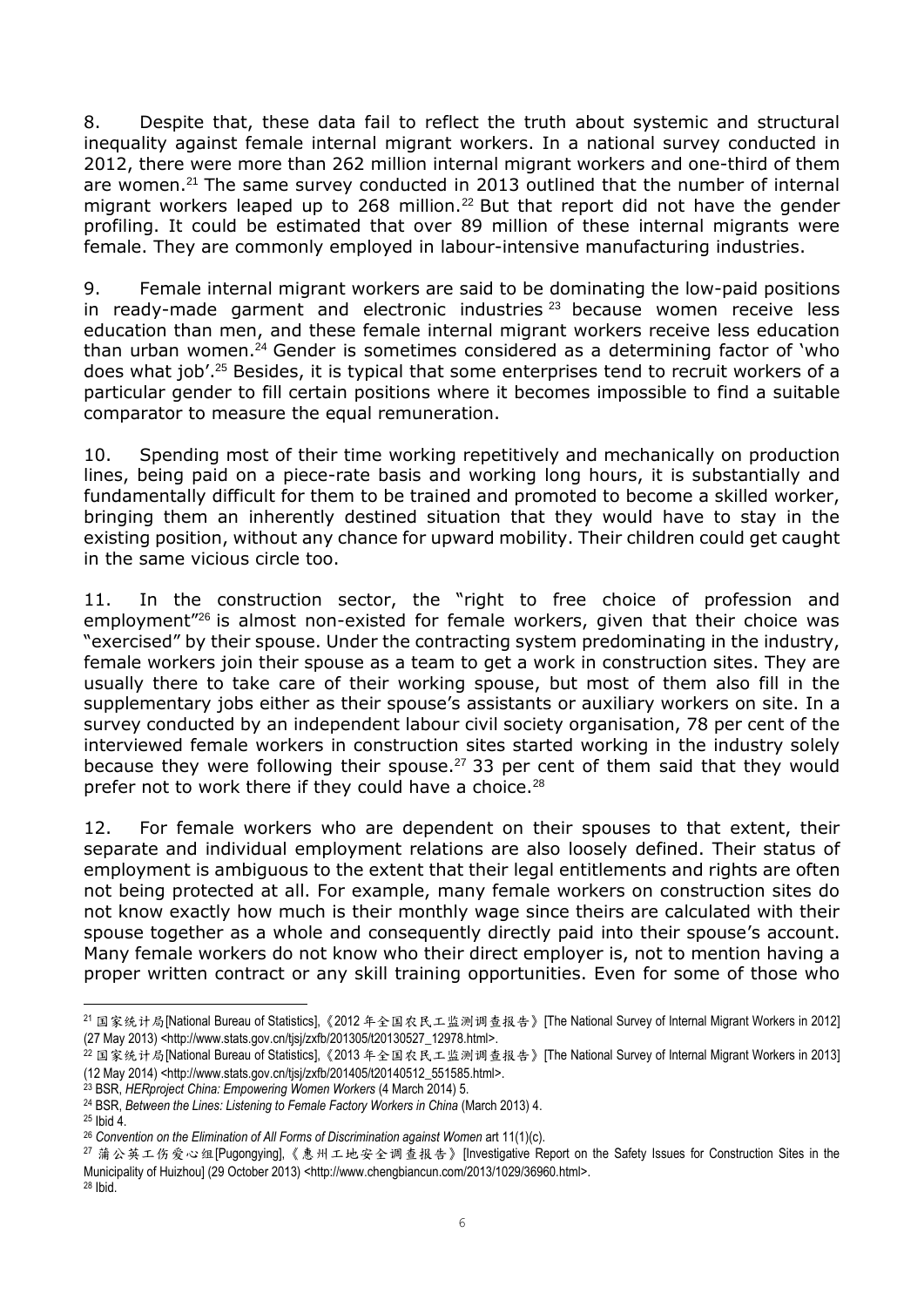8. Despite that, these data fail to reflect the truth about systemic and structural inequality against female internal migrant workers. In a national survey conducted in 2012, there were more than 262 million internal migrant workers and one-third of them are women.[21] The same survey conducted in 2013 outlined that the number of internal migrant workers leaped up to 268 million.[22] But that report did not have the gender profiling. It could be estimated that over 89 million of these internal migrants were female. They are commonly employed in labour-intensive manufacturing industries.

9. Female internal migrant workers are said to be dominating the low-paid positions in ready-made garment and electronic industries[23] because women receive less education than men, and these female internal migrant workers receive less education than urban women.[24] Gender is sometimes considered as a determining factor of 'who does what job'.[25] Besides, it is typical that some enterprises tend to recruit workers of a particular gender to fill certain positions where it becomes impossible to find a suitable comparator to measure the equal remuneration.

10. Spending most of their time working repetitively and mechanically on production lines, being paid on a piece-rate basis and working long hours, it is substantially and fundamentally difficult for them to be trained and promoted to become a skilled worker, bringing them an inherently destined situation that they would have to stay in the existing position, without any chance for upward mobility. Their children could get caught in the same vicious circle too.

11. In the construction sector, the "right to free choice of profession and employment"[26] is almost non-existed for female workers, given that their choice was "exercised" by their spouse. Under the contracting system predominating in the industry, female workers join their spouse as a team to get a work in construction sites. They are usually there to take care of their working spouse, but most of them also fill in the supplementary jobs either as their spouse's assistants or auxiliary workers on site. In a survey conducted by an independent labour civil society organisation, 78 per cent of the interviewed female workers in construction sites started working in the industry solely because they were following their spouse.[27] 33 per cent of them said that they would prefer not to work there if they could have a choice.[28]

12. For female workers who are dependent on their spouses to that extent, their separate and individual employment relations are also loosely defined. Their status of employment is ambiguous to the extent that their legal entitlements and rights are often not being protected at all. For example, many female workers on construction sites do not know exactly how much is their monthly wage since theirs are calculated with their spouse together as a whole and consequently directly paid into their spouse's account. Many female workers do not know who their direct employer is, not to mention having a proper written contract or any skill training opportunities. Even for some of those who

---

[21] 国家统计局[National Bureau of Statistics],《2012 年全国农民工监测调查报告》[The National Survey of Internal Migrant Workers in 2012] (27 May 2013) <http://www.stats.gov.cn/tjsj/zxfb/201305/t20130527_12978.html>.

[22] 国家统计局[National Bureau of Statistics],《2013 年全国农民工监测调查报告》[The National Survey of Internal Migrant Workers in 2013] (12 May 2014) <http://www.stats.gov.cn/tjsj/zxfb/201405/t20140512_551585.html>.

[23] BSR, *HERproject China: Empowering Women Workers* (4 March 2014) 5.

[24] BSR, *Between the Lines: Listening to Female Factory Workers in China* (March 2013) 4.

[25] Ibid 4.

[26] *Convention on the Elimination of All Forms of Discrimination against Women* art 11(1)(c).

[27] 蒲公英工伤爱心组[Pugongying],《惠州工地安全调查报告》[Investigative Report on the Safety Issues for Construction Sites in the Municipality of Huizhou] (29 October 2013) <http://www.chengbiancun.com/2013/1029/36960.html>.

[28] Ibid.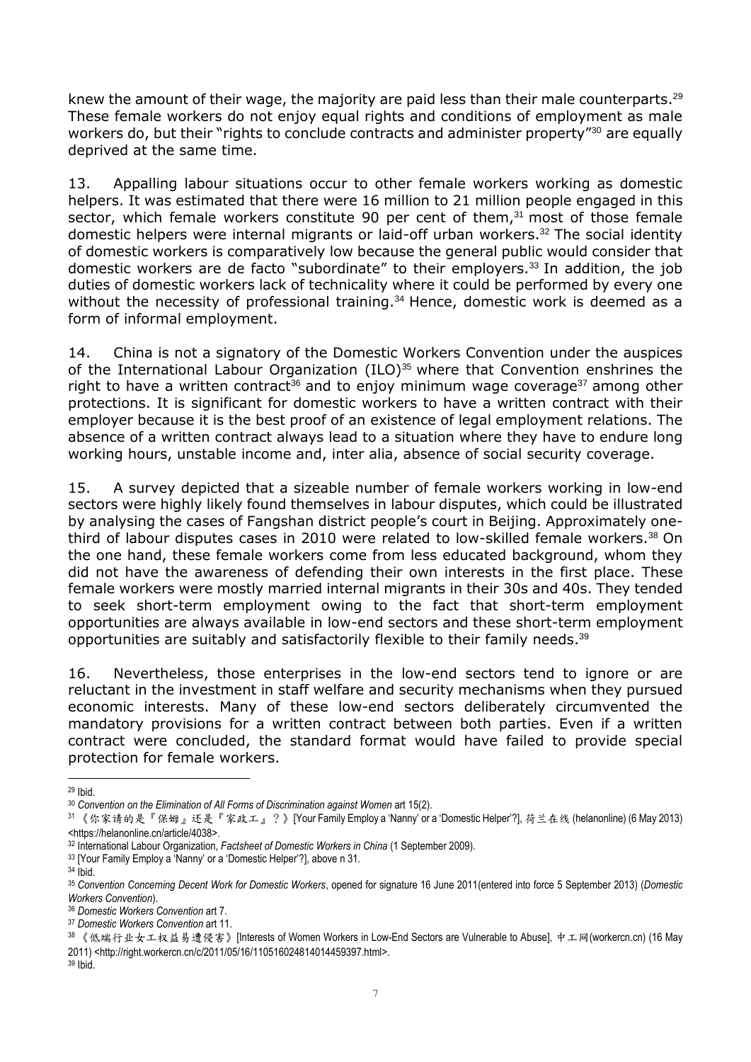knew the amount of their wage, the majority are paid less than their male counterparts.[29] These female workers do not enjoy equal rights and conditions of employment as male workers do, but their "rights to conclude contracts and administer property"[30] are equally deprived at the same time.

13. Appalling labour situations occur to other female workers working as domestic helpers. It was estimated that there were 16 million to 21 million people engaged in this sector, which female workers constitute 90 per cent of them,[31] most of those female domestic helpers were internal migrants or laid-off urban workers.[32] The social identity of domestic workers is comparatively low because the general public would consider that domestic workers are de facto "subordinate" to their employers.[33] In addition, the job duties of domestic workers lack of technicality where it could be performed by every one without the necessity of professional training.[34] Hence, domestic work is deemed as a form of informal employment.

14. China is not a signatory of the Domestic Workers Convention under the auspices of the International Labour Organization (ILO)[35] where that Convention enshrines the right to have a written contract[36] and to enjoy minimum wage coverage[37] among other protections. It is significant for domestic workers to have a written contract with their employer because it is the best proof of an existence of legal employment relations. The absence of a written contract always lead to a situation where they have to endure long working hours, unstable income and, inter alia, absence of social security coverage.

15. A survey depicted that a sizeable number of female workers working in low-end sectors were highly likely found themselves in labour disputes, which could be illustrated by analysing the cases of Fangshan district people's court in Beijing. Approximately one-third of labour disputes cases in 2010 were related to low-skilled female workers.[38] On the one hand, these female workers come from less educated background, whom they did not have the awareness of defending their own interests in the first place. These female workers were mostly married internal migrants in their 30s and 40s. They tended to seek short-term employment owing to the fact that short-term employment opportunities are always available in low-end sectors and these short-term employment opportunities are suitably and satisfactorily flexible to their family needs.[39]

16. Nevertheless, those enterprises in the low-end sectors tend to ignore or are reluctant in the investment in staff welfare and security mechanisms when they pursued economic interests. Many of these low-end sectors deliberately circumvented the mandatory provisions for a written contract between both parties. Even if a written contract were concluded, the standard format would have failed to provide special protection for female workers.

---

[29] Ibid.

[30] *Convention on the Elimination of All Forms of Discrimination against Women* art 15(2).

[31] 《你家请的是『保姆』还是『家政工』？》[Your Family Employ a 'Nanny' or a 'Domestic Helper'?], 荷兰在线 (helanonline) (6 May 2013) <https://helanonline.cn/article/4038>.

[32] International Labour Organization, *Factsheet of Domestic Workers in China* (1 September 2009).

[33] [Your Family Employ a 'Nanny' or a 'Domestic Helper'?], above n 31.

[34] Ibid.

[35] *Convention Concerning Decent Work for Domestic Workers*, opened for signature 16 June 2011(entered into force 5 September 2013) (*Domestic Workers Convention*).

[36] *Domestic Workers Convention* art 7.

[37] *Domestic Workers Convention* art 11.

[38] 《低端行业女工权益易遭侵害》[Interests of Women Workers in Low-End Sectors are Vulnerable to Abuse], 中工网(workercn.cn) (16 May 2011) <http://right.workercn.cn/c/2011/05/16/110516024814014459397.html>.

[39] Ibid.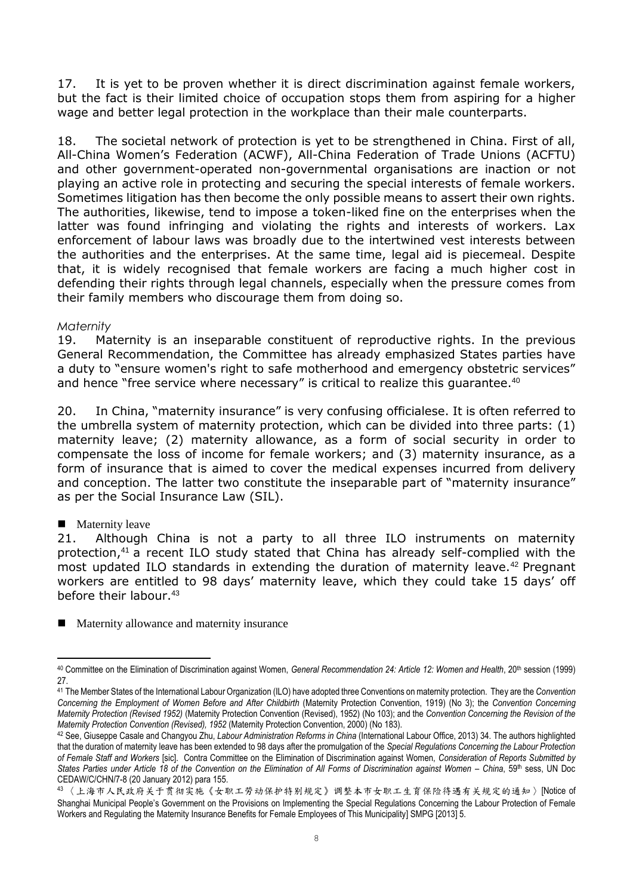17. It is yet to be proven whether it is direct discrimination against female workers, but the fact is their limited choice of occupation stops them from aspiring for a higher wage and better legal protection in the workplace than their male counterparts.

18. The societal network of protection is yet to be strengthened in China. First of all, All-China Women's Federation (ACWF), All-China Federation of Trade Unions (ACFTU) and other government-operated non-governmental organisations are inaction or not playing an active role in protecting and securing the special interests of female workers. Sometimes litigation has then become the only possible means to assert their own rights. The authorities, likewise, tend to impose a token-liked fine on the enterprises when the latter was found infringing and violating the rights and interests of workers. Lax enforcement of labour laws was broadly due to the intertwined vest interests between the authorities and the enterprises. At the same time, legal aid is piecemeal. Despite that, it is widely recognised that female workers are facing a much higher cost in defending their rights through legal channels, especially when the pressure comes from their family members who discourage them from doing so.

*Maternity*

19. Maternity is an inseparable constituent of reproductive rights. In the previous General Recommendation, the Committee has already emphasized States parties have a duty to "ensure women's right to safe motherhood and emergency obstetric services" and hence "free service where necessary" is critical to realize this guarantee.[40]

20. In China, "maternity insurance" is very confusing officialese. It is often referred to the umbrella system of maternity protection, which can be divided into three parts: (1) maternity leave; (2) maternity allowance, as a form of social security in order to compensate the loss of income for female workers; and (3) maternity insurance, as a form of insurance that is aimed to cover the medical expenses incurred from delivery and conception. The latter two constitute the inseparable part of "maternity insurance" as per the Social Insurance Law (SIL).

- Maternity leave

21. Although China is not a party to all three ILO instruments on maternity protection,[41] a recent ILO study stated that China has already self-complied with the most updated ILO standards in extending the duration of maternity leave.[42] Pregnant workers are entitled to 98 days' maternity leave, which they could take 15 days' off before their labour.[43]

- Maternity allowance and maternity insurance

---

[40] Committee on the Elimination of Discrimination against Women, *General Recommendation 24: Article 12: Women and Health*, 20th session (1999) 27.

[41] The Member States of the International Labour Organization (ILO) have adopted three Conventions on maternity protection. They are the *Convention Concerning the Employment of Women Before and After Childbirth* (Maternity Protection Convention, 1919) (No 3); the *Convention Concerning Maternity Protection (Revised 1952)* (Maternity Protection Convention (Revised), 1952) (No 103); and the *Convention Concerning the Revision of the Maternity Protection Convention (Revised), 1952* (Maternity Protection Convention, 2000) (No 183).

[42] See, Giuseppe Casale and Changyou Zhu, *Labour Administration Reforms in China* (International Labour Office, 2013) 34. The authors highlighted that the duration of maternity leave has been extended to 98 days after the promulgation of the *Special Regulations Concerning the Labour Protection of Female Staff and Workers* [sic]. Contra Committee on the Elimination of Discrimination against Women, *Consideration of Reports Submitted by States Parties under Article 18 of the Convention on the Elimination of All Forms of Discrimination against Women – China*, 59th sess, UN Doc CEDAW/C/CHN/7-8 (20 January 2012) para 155.

[43] 〈上海市人民政府关于贯彻实施《女职工劳动保护特别规定》调整本市女职工生育保险待遇有关规定的通知〉[Notice of Shanghai Municipal People's Government on the Provisions on Implementing the Special Regulations Concerning the Labour Protection of Female Workers and Regulating the Maternity Insurance Benefits for Female Employees of This Municipality] SMPG [2013] 5.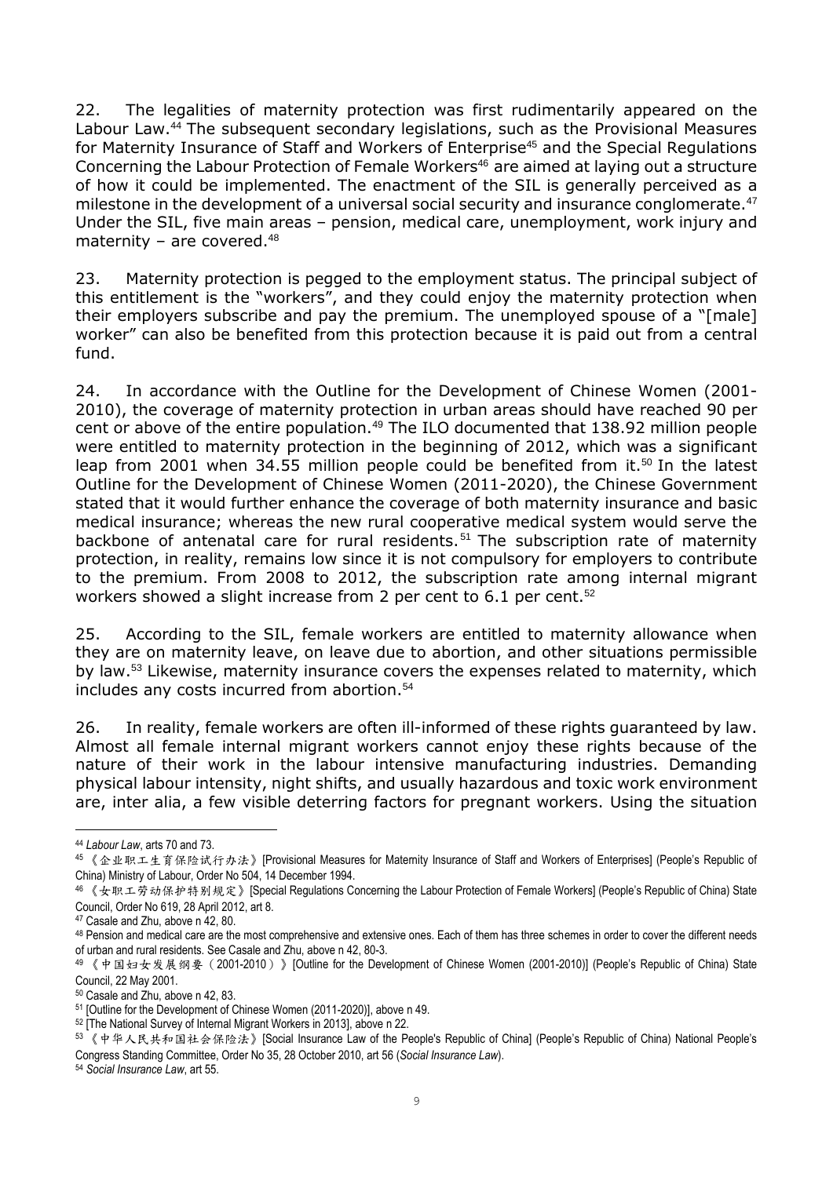22. The legalities of maternity protection was first rudimentarily appeared on the Labour Law.[44] The subsequent secondary legislations, such as the Provisional Measures for Maternity Insurance of Staff and Workers of Enterprise[45] and the Special Regulations Concerning the Labour Protection of Female Workers[46] are aimed at laying out a structure of how it could be implemented. The enactment of the SIL is generally perceived as a milestone in the development of a universal social security and insurance conglomerate.[47] Under the SIL, five main areas – pension, medical care, unemployment, work injury and maternity – are covered.[48]

23. Maternity protection is pegged to the employment status. The principal subject of this entitlement is the "workers", and they could enjoy the maternity protection when their employers subscribe and pay the premium. The unemployed spouse of a "[male] worker" can also be benefited from this protection because it is paid out from a central fund.

24. In accordance with the Outline for the Development of Chinese Women (2001-2010), the coverage of maternity protection in urban areas should have reached 90 per cent or above of the entire population.[49] The ILO documented that 138.92 million people were entitled to maternity protection in the beginning of 2012, which was a significant leap from 2001 when 34.55 million people could be benefited from it.[50] In the latest Outline for the Development of Chinese Women (2011-2020), the Chinese Government stated that it would further enhance the coverage of both maternity insurance and basic medical insurance; whereas the new rural cooperative medical system would serve the backbone of antenatal care for rural residents.[51] The subscription rate of maternity protection, in reality, remains low since it is not compulsory for employers to contribute to the premium. From 2008 to 2012, the subscription rate among internal migrant workers showed a slight increase from 2 per cent to 6.1 per cent.[52]

25. According to the SIL, female workers are entitled to maternity allowance when they are on maternity leave, on leave due to abortion, and other situations permissible by law.[53] Likewise, maternity insurance covers the expenses related to maternity, which includes any costs incurred from abortion.[54]

26. In reality, female workers are often ill-informed of these rights guaranteed by law. Almost all female internal migrant workers cannot enjoy these rights because of the nature of their work in the labour intensive manufacturing industries. Demanding physical labour intensity, night shifts, and usually hazardous and toxic work environment are, inter alia, a few visible deterring factors for pregnant workers. Using the situation

---

[44] *Labour Law*, arts 70 and 73.

[45] 《企业职工生育保险试行办法》[Provisional Measures for Maternity Insurance of Staff and Workers of Enterprises] (People's Republic of China) Ministry of Labour, Order No 504, 14 December 1994.

[46] 《女职工劳动保护特别规定》[Special Regulations Concerning the Labour Protection of Female Workers] (People's Republic of China) State Council, Order No 619, 28 April 2012, art 8.

[47] Casale and Zhu, above n 42, 80.

[48] Pension and medical care are the most comprehensive and extensive ones. Each of them has three schemes in order to cover the different needs of urban and rural residents. See Casale and Zhu, above n 42, 80-3.

[49] 《中国妇女发展纲要（2001-2010）》[Outline for the Development of Chinese Women (2001-2010)] (People's Republic of China) State Council, 22 May 2001.

[50] Casale and Zhu, above n 42, 83.

[51] [Outline for the Development of Chinese Women (2011-2020)], above n 49.

[52] [The National Survey of Internal Migrant Workers in 2013], above n 22.

[53] 《中华人民共和国社会保险法》[Social Insurance Law of the People's Republic of China] (People's Republic of China) National People's Congress Standing Committee, Order No 35, 28 October 2010, art 56 (*Social Insurance Law*).

[54] *Social Insurance Law*, art 55.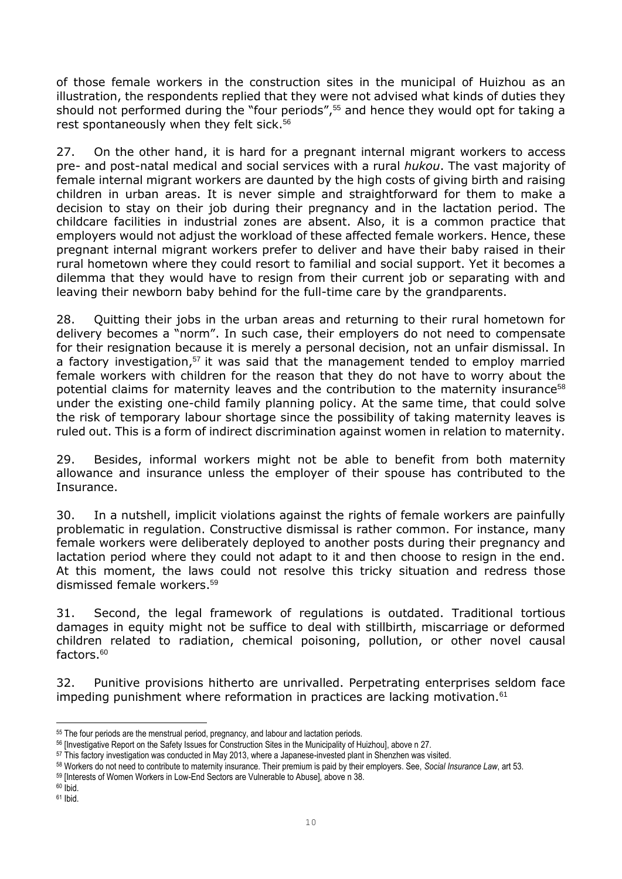of those female workers in the construction sites in the municipal of Huizhou as an illustration, the respondents replied that they were not advised what kinds of duties they should not performed during the "four periods",[55] and hence they would opt for taking a rest spontaneously when they felt sick.[56]

27. On the other hand, it is hard for a pregnant internal migrant workers to access pre- and post-natal medical and social services with a rural *hukou*. The vast majority of female internal migrant workers are daunted by the high costs of giving birth and raising children in urban areas. It is never simple and straightforward for them to make a decision to stay on their job during their pregnancy and in the lactation period. The childcare facilities in industrial zones are absent. Also, it is a common practice that employers would not adjust the workload of these affected female workers. Hence, these pregnant internal migrant workers prefer to deliver and have their baby raised in their rural hometown where they could resort to familial and social support. Yet it becomes a dilemma that they would have to resign from their current job or separating with and leaving their newborn baby behind for the full-time care by the grandparents.

28. Quitting their jobs in the urban areas and returning to their rural hometown for delivery becomes a "norm". In such case, their employers do not need to compensate for their resignation because it is merely a personal decision, not an unfair dismissal. In a factory investigation,[57] it was said that the management tended to employ married female workers with children for the reason that they do not have to worry about the potential claims for maternity leaves and the contribution to the maternity insurance[58] under the existing one-child family planning policy. At the same time, that could solve the risk of temporary labour shortage since the possibility of taking maternity leaves is ruled out. This is a form of indirect discrimination against women in relation to maternity.

29. Besides, informal workers might not be able to benefit from both maternity allowance and insurance unless the employer of their spouse has contributed to the Insurance.

30. In a nutshell, implicit violations against the rights of female workers are painfully problematic in regulation. Constructive dismissal is rather common. For instance, many female workers were deliberately deployed to another posts during their pregnancy and lactation period where they could not adapt to it and then choose to resign in the end. At this moment, the laws could not resolve this tricky situation and redress those dismissed female workers.[59]

31. Second, the legal framework of regulations is outdated. Traditional tortious damages in equity might not be suffice to deal with stillbirth, miscarriage or deformed children related to radiation, chemical poisoning, pollution, or other novel causal factors.[60]

32. Punitive provisions hitherto are unrivalled. Perpetrating enterprises seldom face impeding punishment where reformation in practices are lacking motivation.[61]

---

[55] The four periods are the menstrual period, pregnancy, and labour and lactation periods.

[56] [Investigative Report on the Safety Issues for Construction Sites in the Municipality of Huizhou], above n 27.

[57] This factory investigation was conducted in May 2013, where a Japanese-invested plant in Shenzhen was visited.

[58] Workers do not need to contribute to maternity insurance. Their premium is paid by their employers. See, *Social Insurance Law*, art 53.

[59] [Interests of Women Workers in Low-End Sectors are Vulnerable to Abuse], above n 38.

[60] Ibid.

[61] Ibid.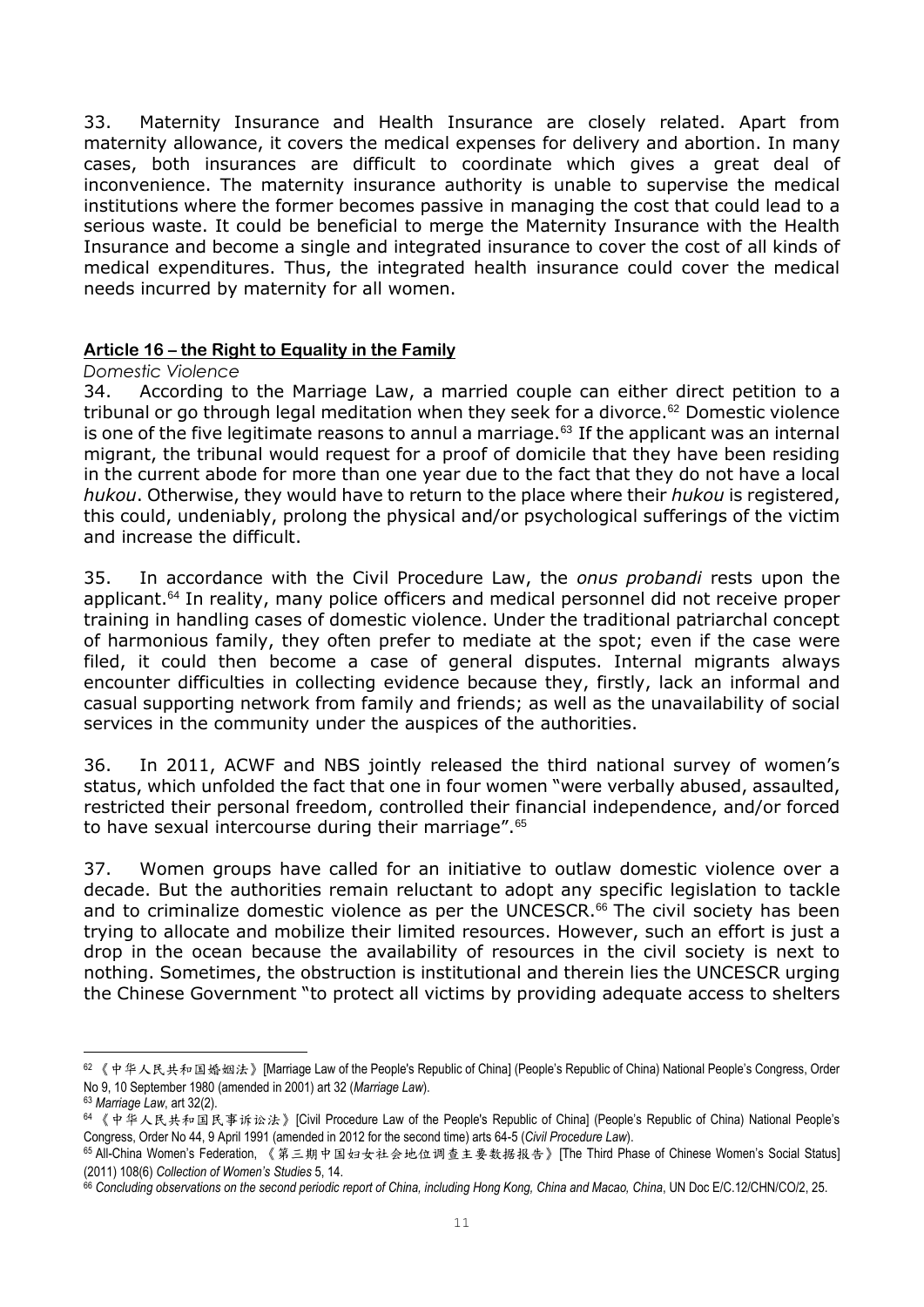33. Maternity Insurance and Health Insurance are closely related. Apart from maternity allowance, it covers the medical expenses for delivery and abortion. In many cases, both insurances are difficult to coordinate which gives a great deal of inconvenience. The maternity insurance authority is unable to supervise the medical institutions where the former becomes passive in managing the cost that could lead to a serious waste. It could be beneficial to merge the Maternity Insurance with the Health Insurance and become a single and integrated insurance to cover the cost of all kinds of medical expenditures. Thus, the integrated health insurance could cover the medical needs incurred by maternity for all women.

**Article 16 – the Right to Equality in the Family**

*Domestic Violence*

34. According to the Marriage Law, a married couple can either direct petition to a tribunal or go through legal meditation when they seek for a divorce.[62] Domestic violence is one of the five legitimate reasons to annul a marriage.[63] If the applicant was an internal migrant, the tribunal would request for a proof of domicile that they have been residing in the current abode for more than one year due to the fact that they do not have a local *hukou*. Otherwise, they would have to return to the place where their *hukou* is registered, this could, undeniably, prolong the physical and/or psychological sufferings of the victim and increase the difficult.

35. In accordance with the Civil Procedure Law, the *onus probandi* rests upon the applicant.[64] In reality, many police officers and medical personnel did not receive proper training in handling cases of domestic violence. Under the traditional patriarchal concept of harmonious family, they often prefer to mediate at the spot; even if the case were filed, it could then become a case of general disputes. Internal migrants always encounter difficulties in collecting evidence because they, firstly, lack an informal and casual supporting network from family and friends; as well as the unavailability of social services in the community under the auspices of the authorities.

36. In 2011, ACWF and NBS jointly released the third national survey of women's status, which unfolded the fact that one in four women "were verbally abused, assaulted, restricted their personal freedom, controlled their financial independence, and/or forced to have sexual intercourse during their marriage".[65]

37. Women groups have called for an initiative to outlaw domestic violence over a decade. But the authorities remain reluctant to adopt any specific legislation to tackle and to criminalize domestic violence as per the UNCESCR.[66] The civil society has been trying to allocate and mobilize their limited resources. However, such an effort is just a drop in the ocean because the availability of resources in the civil society is next to nothing. Sometimes, the obstruction is institutional and therein lies the UNCESCR urging the Chinese Government "to protect all victims by providing adequate access to shelters

---

[62] 《中华人民共和国婚姻法》[Marriage Law of the People's Republic of China] (People's Republic of China) National People's Congress, Order No 9, 10 September 1980 (amended in 2001) art 32 (*Marriage Law*).

[63] *Marriage Law*, art 32(2).

[64] 《中华人民共和国民事诉讼法》[Civil Procedure Law of the People's Republic of China] (People's Republic of China) National People's Congress, Order No 44, 9 April 1991 (amended in 2012 for the second time) arts 64-5 (*Civil Procedure Law*).

[65] All-China Women's Federation, 《第三期中国妇女社会地位调查主要数据报告》[The Third Phase of Chinese Women's Social Status] (2011) 108(6) *Collection of Women's Studies* 5, 14.

[66] *Concluding observations on the second periodic report of China, including Hong Kong, China and Macao, China*, UN Doc E/C.12/CHN/CO/2, 25.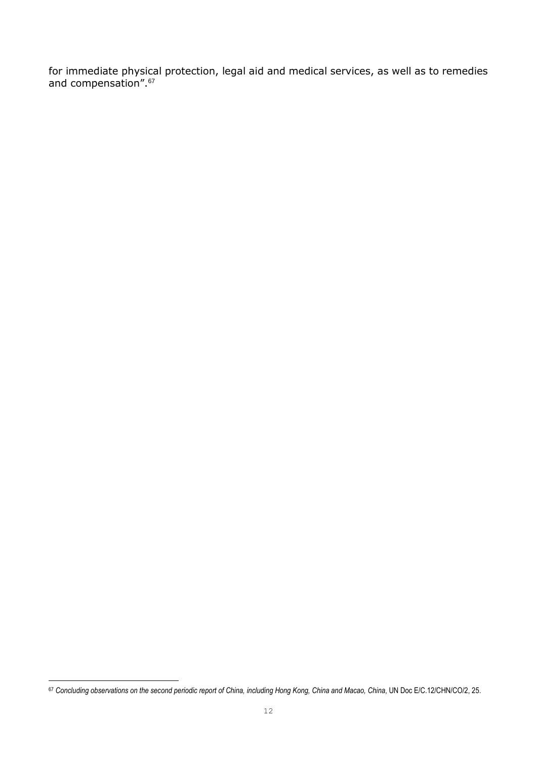for immediate physical protection, legal aid and medical services, as well as to remedies and compensation”.[67]

---

[67] *Concluding observations on the second periodic report of China, including Hong Kong, China and Macao, China*, UN Doc E/C.12/CHN/CO/2, 25.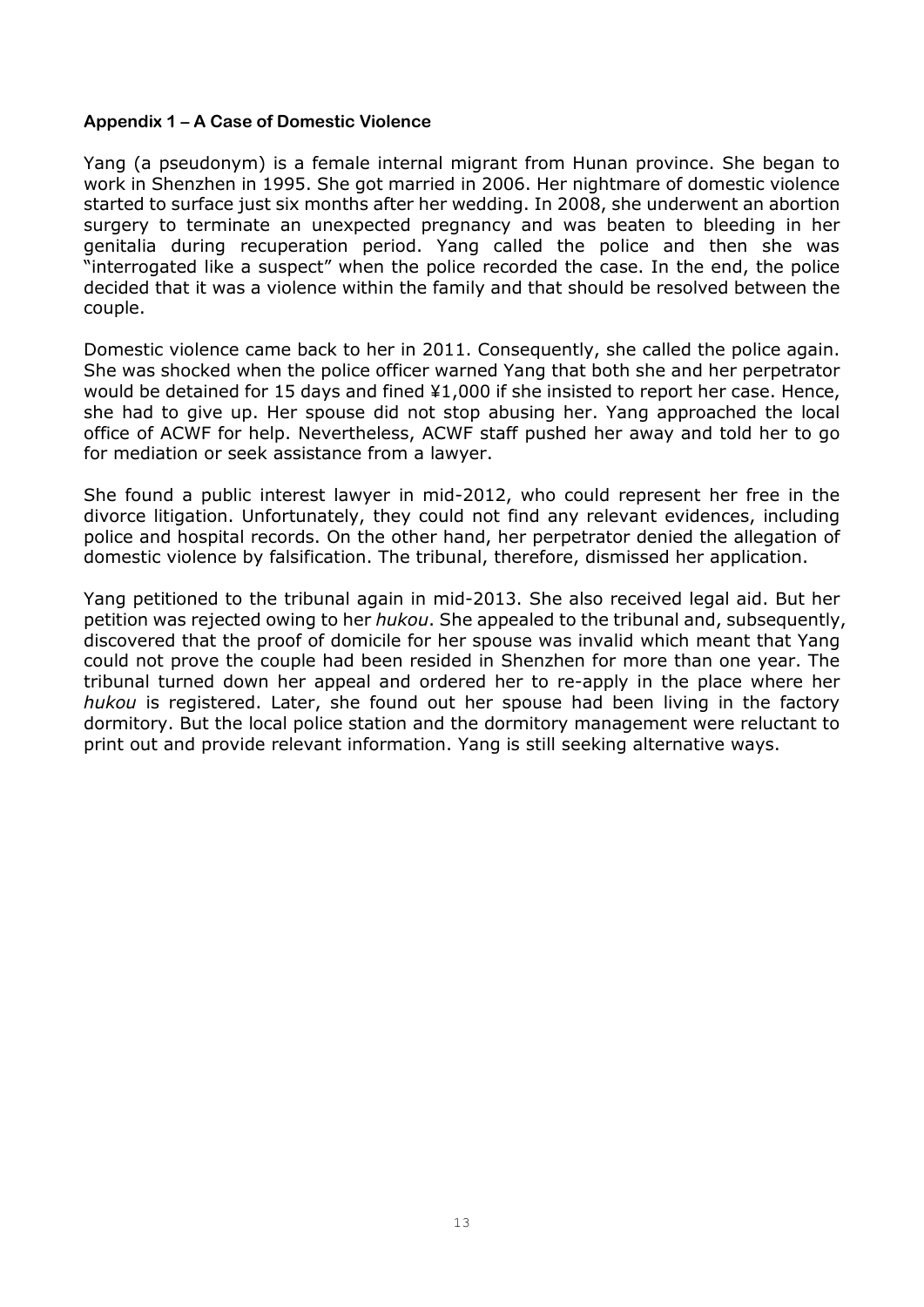**Appendix 1 – A Case of Domestic Violence**

Yang (a pseudonym) is a female internal migrant from Hunan province. She began to work in Shenzhen in 1995. She got married in 2006. Her nightmare of domestic violence started to surface just six months after her wedding. In 2008, she underwent an abortion surgery to terminate an unexpected pregnancy and was beaten to bleeding in her genitalia during recuperation period. Yang called the police and then she was "interrogated like a suspect" when the police recorded the case. In the end, the police decided that it was a violence within the family and that should be resolved between the couple.

Domestic violence came back to her in 2011. Consequently, she called the police again. She was shocked when the police officer warned Yang that both she and her perpetrator would be detained for 15 days and fined ¥1,000 if she insisted to report her case. Hence, she had to give up. Her spouse did not stop abusing her. Yang approached the local office of ACWF for help. Nevertheless, ACWF staff pushed her away and told her to go for mediation or seek assistance from a lawyer.

She found a public interest lawyer in mid-2012, who could represent her free in the divorce litigation. Unfortunately, they could not find any relevant evidences, including police and hospital records. On the other hand, her perpetrator denied the allegation of domestic violence by falsification. The tribunal, therefore, dismissed her application.

Yang petitioned to the tribunal again in mid-2013. She also received legal aid. But her petition was rejected owing to her *hukou*. She appealed to the tribunal and, subsequently, discovered that the proof of domicile for her spouse was invalid which meant that Yang could not prove the couple had been resided in Shenzhen for more than one year. The tribunal turned down her appeal and ordered her to re-apply in the place where her *hukou* is registered. Later, she found out her spouse had been living in the factory dormitory. But the local police station and the dormitory management were reluctant to print out and provide relevant information. Yang is still seeking alternative ways.